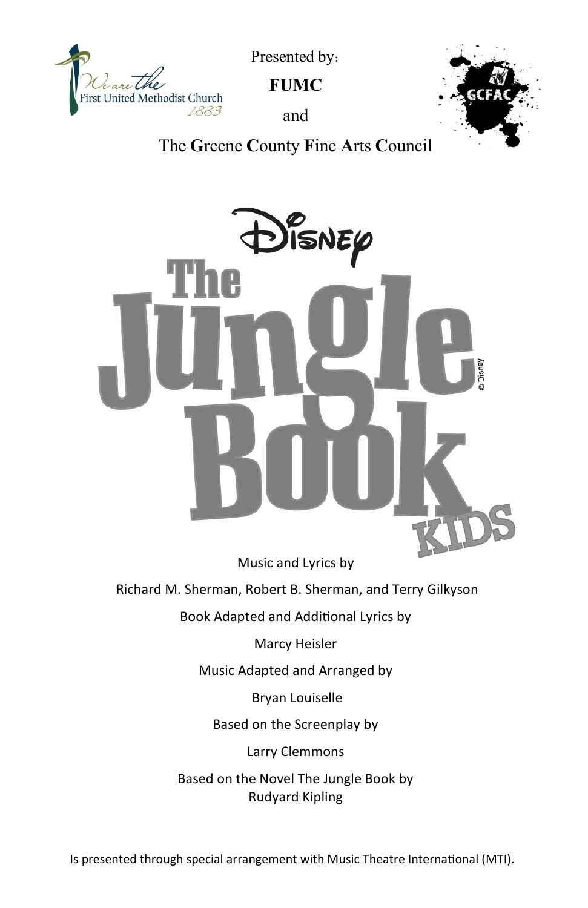We are the First United Methodist Church 1883

Presented by:

**FUMC**

and

The **G**reene **C**ounty **F**ine **A**rts **C**ouncil

GCFAC

# Disney The Jungle Book KIDS

© Disney

Music and Lyrics by

Richard M. Sherman, Robert B. Sherman, and Terry Gilkyson

Book Adapted and Additional Lyrics by

Marcy Heisler

Music Adapted and Arranged by

Bryan Louiselle

Based on the Screenplay by

Larry Clemmons

Based on the Novel The Jungle Book by
Rudyard Kipling

Is presented through special arrangement with Music Theatre International (MTI).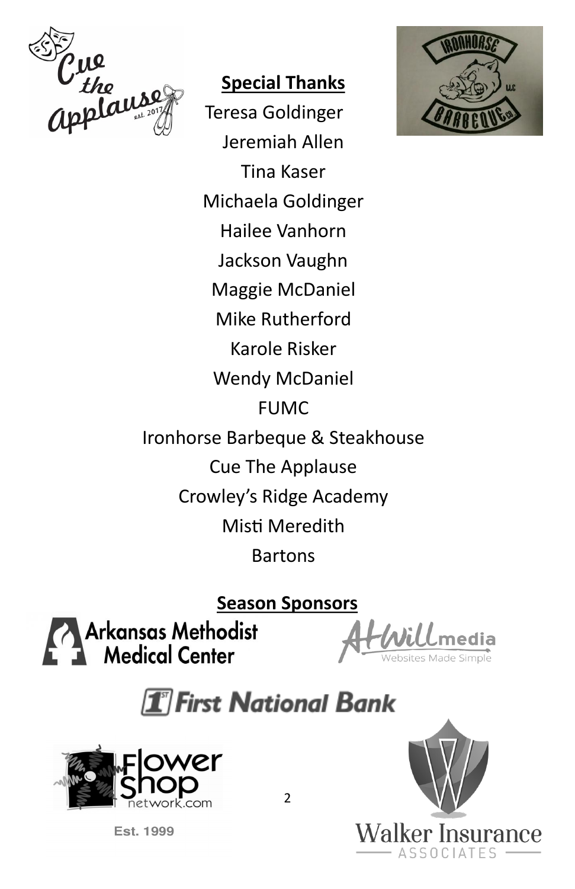## Special Thanks

Teresa Goldinger

Jeremiah Allen

Tina Kaser

Michaela Goldinger

Hailee Vanhorn

Jackson Vaughn

Maggie McDaniel

Mike Rutherford

Karole Risker

Wendy McDaniel

FUMC

Ironhorse Barbeque & Steakhouse

Cue The Applause

Crowley's Ridge Academy

Misti Meredith

Bartons

## Season Sponsors

Arkansas Methodist Medical Center

AtWill media — Websites Made Simple

First National Bank

Flower Shop network.com — Est. 1999

Walker Insurance Associates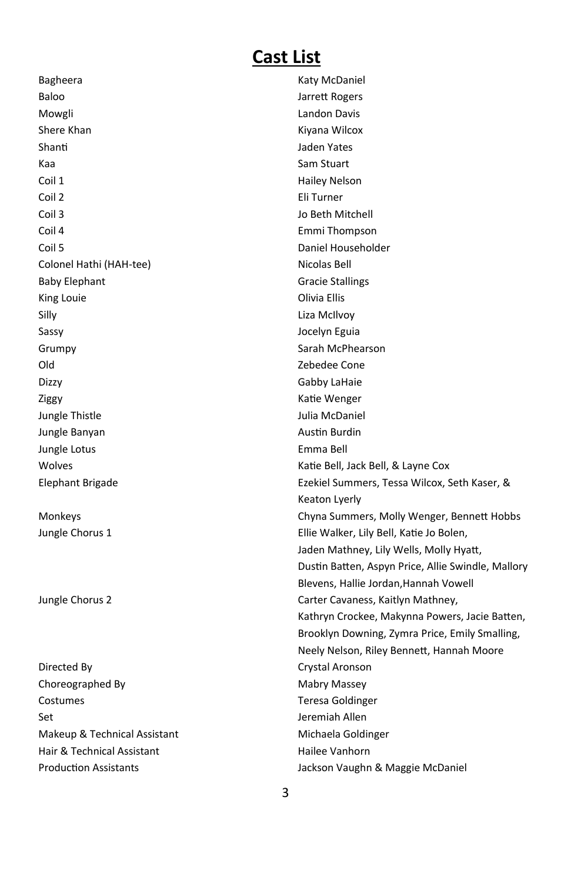# Cast List

| | |
|---|---|
| Bagheera | Katy McDaniel |
| Baloo | Jarrett Rogers |
| Mowgli | Landon Davis |
| Shere Khan | Kiyana Wilcox |
| Shanti | Jaden Yates |
| Kaa | Sam Stuart |
| Coil 1 | Hailey Nelson |
| Coil 2 | Eli Turner |
| Coil 3 | Jo Beth Mitchell |
| Coil 4 | Emmi Thompson |
| Coil 5 | Daniel Householder |
| Colonel Hathi (HAH-tee) | Nicolas Bell |
| Baby Elephant | Gracie Stallings |
| King Louie | Olivia Ellis |
| Silly | Liza McIlvoy |
| Sassy | Jocelyn Eguia |
| Grumpy | Sarah McPhearson |
| Old | Zebedee Cone |
| Dizzy | Gabby LaHaie |
| Ziggy | Katie Wenger |
| Jungle Thistle | Julia McDaniel |
| Jungle Banyan | Austin Burdin |
| Jungle Lotus | Emma Bell |
| Wolves | Katie Bell, Jack Bell, & Layne Cox |
| Elephant Brigade | Ezekiel Summers, Tessa Wilcox, Seth Kaser, & Keaton Lyerly |
| Monkeys | Chyna Summers, Molly Wenger, Bennett Hobbs |
| Jungle Chorus 1 | Ellie Walker, Lily Bell, Katie Jo Bolen, Jaden Mathney, Lily Wells, Molly Hyatt, Dustin Batten, Aspyn Price, Allie Swindle, Mallory Blevens, Hallie Jordan,Hannah Vowell |
| Jungle Chorus 2 | Carter Cavaness, Kaitlyn Mathney, Kathryn Crockee, Makynna Powers, Jacie Batten, Brooklyn Downing, Zymra Price, Emily Smalling, Neely Nelson, Riley Bennett, Hannah Moore |
| Directed By | Crystal Aronson |
| Choreographed By | Mabry Massey |
| Costumes | Teresa Goldinger |
| Set | Jeremiah Allen |
| Makeup & Technical Assistant | Michaela Goldinger |
| Hair & Technical Assistant | Hailee Vanhorn |
| Production Assistants | Jackson Vaughn & Maggie McDaniel |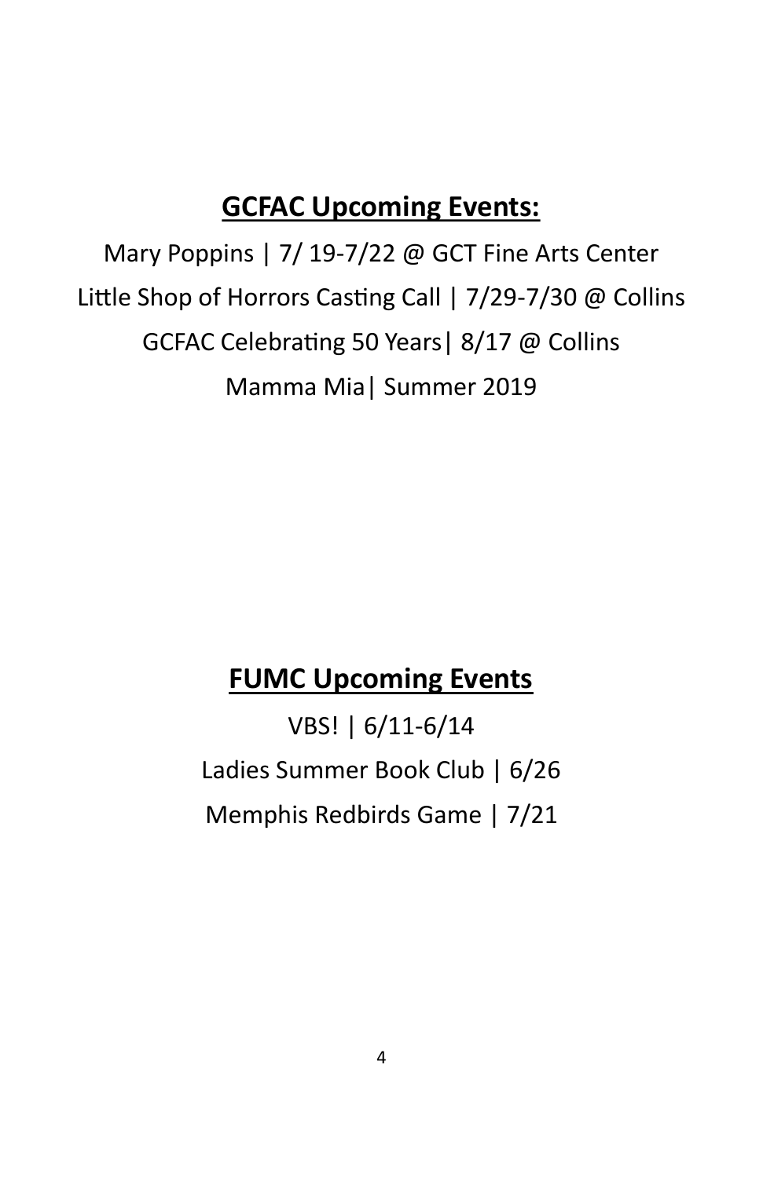## GCFAC Upcoming Events:

Mary Poppins | 7/ 19-7/22 @ GCT Fine Arts Center

Little Shop of Horrors Casting Call | 7/29-7/30 @ Collins

GCFAC Celebrating 50 Years| 8/17 @ Collins

Mamma Mia| Summer 2019

## FUMC Upcoming Events

VBS! | 6/11-6/14

Ladies Summer Book Club | 6/26

Memphis Redbirds Game | 7/21